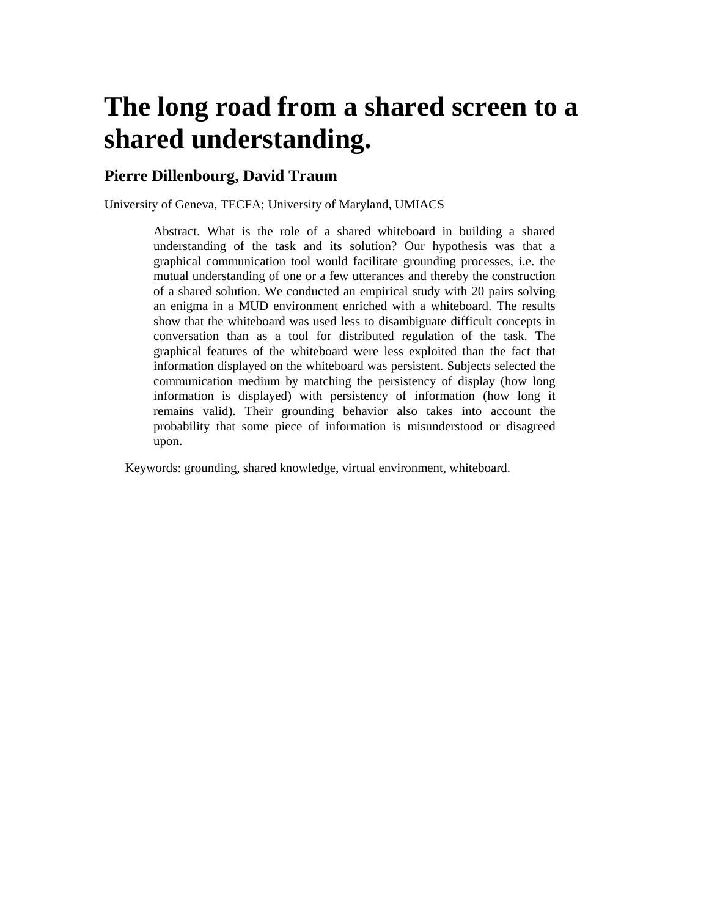# The long road from a shared screen to a shared understanding.

## Pierre Dillenbourg, David Traum

University of Geneva, TECFA; University of Maryland, UMIACS

> Abstract. What is the role of a shared whiteboard in building a shared understanding of the task and its solution? Our hypothesis was that a graphical communication tool would facilitate grounding processes, i.e. the mutual understanding of one or a few utterances and thereby the construction of a shared solution. We conducted an empirical study with 20 pairs solving an enigma in a MUD environment enriched with a whiteboard. The results show that the whiteboard was used less to disambiguate difficult concepts in conversation than as a tool for distributed regulation of the task. The graphical features of the whiteboard were less exploited than the fact that information displayed on the whiteboard was persistent. Subjects selected the communication medium by matching the persistency of display (how long information is displayed) with persistency of information (how long it remains valid). Their grounding behavior also takes into account the probability that some piece of information is misunderstood or disagreed upon.

Keywords: grounding, shared knowledge, virtual environment, whiteboard.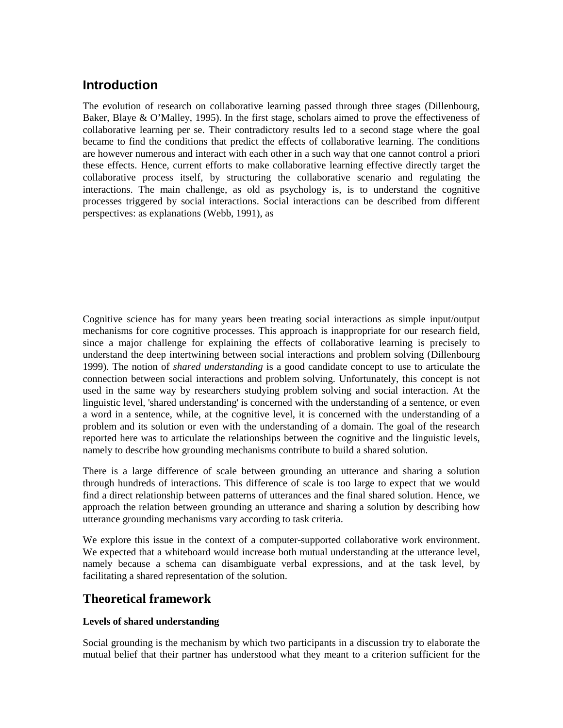## Introduction

The evolution of research on collaborative learning passed through three stages (Dillenbourg, Baker, Blaye & O'Malley, 1995). In the first stage, scholars aimed to prove the effectiveness of collaborative learning per se. Their contradictory results led to a second stage where the goal became to find the conditions that predict the effects of collaborative learning. The conditions are however numerous and interact with each other in a such way that one cannot control a priori these effects. Hence, current efforts to make collaborative learning effective directly target the collaborative process itself, by structuring the collaborative scenario and regulating the interactions. The main challenge, as old as psychology is, is to understand the cognitive processes triggered by social interactions. Social interactions can be described from different perspectives: as explanations (Webb, 1991), as

Cognitive science has for many years been treating social interactions as simple input/output mechanisms for core cognitive processes. This approach is inappropriate for our research field, since a major challenge for explaining the effects of collaborative learning is precisely to understand the deep intertwining between social interactions and problem solving (Dillenbourg 1999). The notion of *shared understanding* is a good candidate concept to use to articulate the connection between social interactions and problem solving. Unfortunately, this concept is not used in the same way by researchers studying problem solving and social interaction. At the linguistic level, 'shared understanding' is concerned with the understanding of a sentence, or even a word in a sentence, while, at the cognitive level, it is concerned with the understanding of a problem and its solution or even with the understanding of a domain. The goal of the research reported here was to articulate the relationships between the cognitive and the linguistic levels, namely to describe how grounding mechanisms contribute to build a shared solution.

There is a large difference of scale between grounding an utterance and sharing a solution through hundreds of interactions. This difference of scale is too large to expect that we would find a direct relationship between patterns of utterances and the final shared solution. Hence, we approach the relation between grounding an utterance and sharing a solution by describing how utterance grounding mechanisms vary according to task criteria.

We explore this issue in the context of a computer-supported collaborative work environment. We expected that a whiteboard would increase both mutual understanding at the utterance level, namely because a schema can disambiguate verbal expressions, and at the task level, by facilitating a shared representation of the solution.

## Theoretical framework

### Levels of shared understanding

Social grounding is the mechanism by which two participants in a discussion try to elaborate the mutual belief that their partner has understood what they meant to a criterion sufficient for the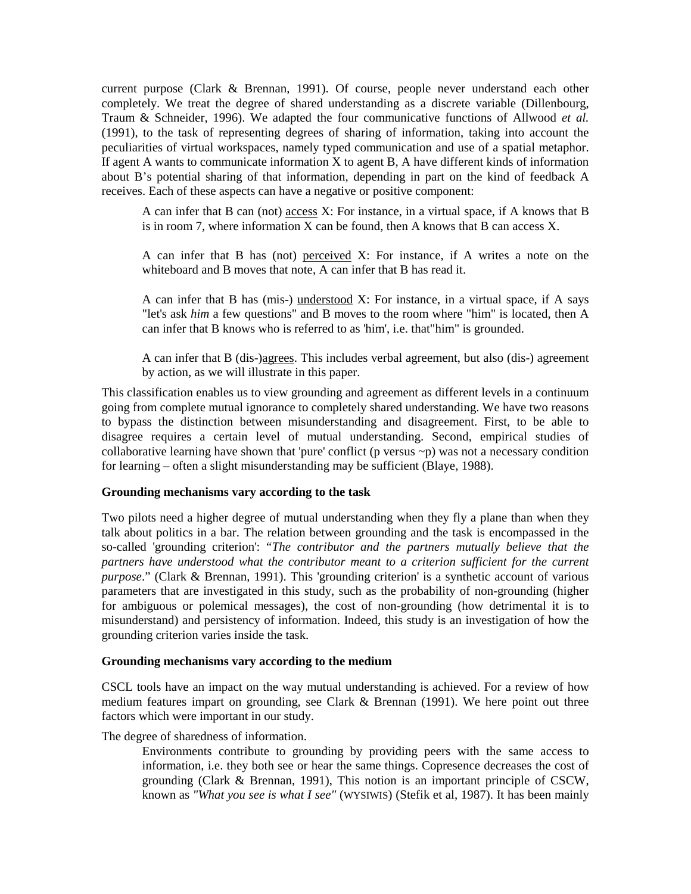current purpose (Clark & Brennan, 1991). Of course, people never understand each other completely. We treat the degree of shared understanding as a discrete variable (Dillenbourg, Traum & Schneider, 1996). We adapted the four communicative functions of Allwood *et al.* (1991), to the task of representing degrees of sharing of information, taking into account the peculiarities of virtual workspaces, namely typed communication and use of a spatial metaphor. If agent A wants to communicate information X to agent B, A have different kinds of information about B's potential sharing of that information, depending in part on the kind of feedback A receives. Each of these aspects can have a negative or positive component:

> A can infer that B can (not) <u>access</u> X: For instance, in a virtual space, if A knows that B is in room 7, where information X can be found, then A knows that B can access X.
>
> A can infer that B has (not) <u>perceived</u> X: For instance, if A writes a note on the whiteboard and B moves that note, A can infer that B has read it.
>
> A can infer that B has (mis-) <u>understood</u> X: For instance, in a virtual space, if A says "let's ask *him* a few questions" and B moves to the room where "him" is located, then A can infer that B knows who is referred to as 'him', i.e. that"him" is grounded.
>
> A can infer that B (dis-)<u>agrees</u>. This includes verbal agreement, but also (dis-) agreement by action, as we will illustrate in this paper.

This classification enables us to view grounding and agreement as different levels in a continuum going from complete mutual ignorance to completely shared understanding. We have two reasons to bypass the distinction between misunderstanding and disagreement. First, to be able to disagree requires a certain level of mutual understanding. Second, empirical studies of collaborative learning have shown that 'pure' conflict (p versus ~p) was not a necessary condition for learning – often a slight misunderstanding may be sufficient (Blaye, 1988).

**Grounding mechanisms vary according to the task**

Two pilots need a higher degree of mutual understanding when they fly a plane than when they talk about politics in a bar. The relation between grounding and the task is encompassed in the so-called 'grounding criterion': "*The contributor and the partners mutually believe that the partners have understood what the contributor meant to a criterion sufficient for the current purpose*." (Clark & Brennan, 1991). This 'grounding criterion' is a synthetic account of various parameters that are investigated in this study, such as the probability of non-grounding (higher for ambiguous or polemical messages), the cost of non-grounding (how detrimental it is to misunderstand) and persistency of information. Indeed, this study is an investigation of how the grounding criterion varies inside the task.

**Grounding mechanisms vary according to the medium**

CSCL tools have an impact on the way mutual understanding is achieved. For a review of how medium features impart on grounding, see Clark & Brennan (1991). We here point out three factors which were important in our study.

The degree of sharedness of information.

> Environments contribute to grounding by providing peers with the same access to information, i.e. they both see or hear the same things. Copresence decreases the cost of grounding (Clark & Brennan, 1991), This notion is an important principle of CSCW, known as *"What you see is what I see"* (WYSIWIS) (Stefik et al, 1987). It has been mainly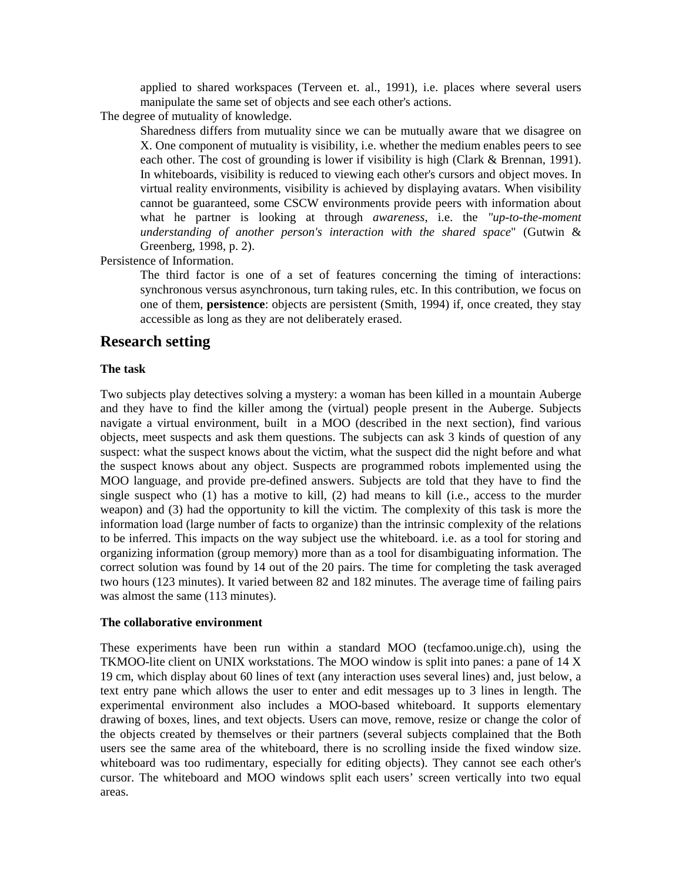applied to shared workspaces (Terveen et. al., 1991), i.e. places where several users manipulate the same set of objects and see each other's actions.

The degree of mutuality of knowledge.

Sharedness differs from mutuality since we can be mutually aware that we disagree on X. One component of mutuality is visibility, i.e. whether the medium enables peers to see each other. The cost of grounding is lower if visibility is high (Clark & Brennan, 1991). In whiteboards, visibility is reduced to viewing each other's cursors and object moves. In virtual reality environments, visibility is achieved by displaying avatars. When visibility cannot be guaranteed, some CSCW environments provide peers with information about what he partner is looking at through *awareness*, i.e. the *"up-to-the-moment understanding of another person's interaction with the shared space*" (Gutwin & Greenberg, 1998, p. 2).

Persistence of Information.

The third factor is one of a set of features concerning the timing of interactions: synchronous versus asynchronous, turn taking rules, etc. In this contribution, we focus on one of them, **persistence**: objects are persistent (Smith, 1994) if, once created, they stay accessible as long as they are not deliberately erased.

## Research setting

### The task

Two subjects play detectives solving a mystery: a woman has been killed in a mountain Auberge and they have to find the killer among the (virtual) people present in the Auberge. Subjects navigate a virtual environment, built in a MOO (described in the next section), find various objects, meet suspects and ask them questions. The subjects can ask 3 kinds of question of any suspect: what the suspect knows about the victim, what the suspect did the night before and what the suspect knows about any object. Suspects are programmed robots implemented using the MOO language, and provide pre-defined answers. Subjects are told that they have to find the single suspect who (1) has a motive to kill, (2) had means to kill (i.e., access to the murder weapon) and (3) had the opportunity to kill the victim. The complexity of this task is more the information load (large number of facts to organize) than the intrinsic complexity of the relations to be inferred. This impacts on the way subject use the whiteboard. i.e. as a tool for storing and organizing information (group memory) more than as a tool for disambiguating information. The correct solution was found by 14 out of the 20 pairs. The time for completing the task averaged two hours (123 minutes). It varied between 82 and 182 minutes. The average time of failing pairs was almost the same (113 minutes).

### The collaborative environment

These experiments have been run within a standard MOO (tecfamoo.unige.ch), using the TKMOO-lite client on UNIX workstations. The MOO window is split into panes: a pane of 14 X 19 cm, which display about 60 lines of text (any interaction uses several lines) and, just below, a text entry pane which allows the user to enter and edit messages up to 3 lines in length. The experimental environment also includes a MOO-based whiteboard. It supports elementary drawing of boxes, lines, and text objects. Users can move, remove, resize or change the color of the objects created by themselves or their partners (several subjects complained that the Both users see the same area of the whiteboard, there is no scrolling inside the fixed window size. whiteboard was too rudimentary, especially for editing objects). They cannot see each other's cursor. The whiteboard and MOO windows split each users' screen vertically into two equal areas.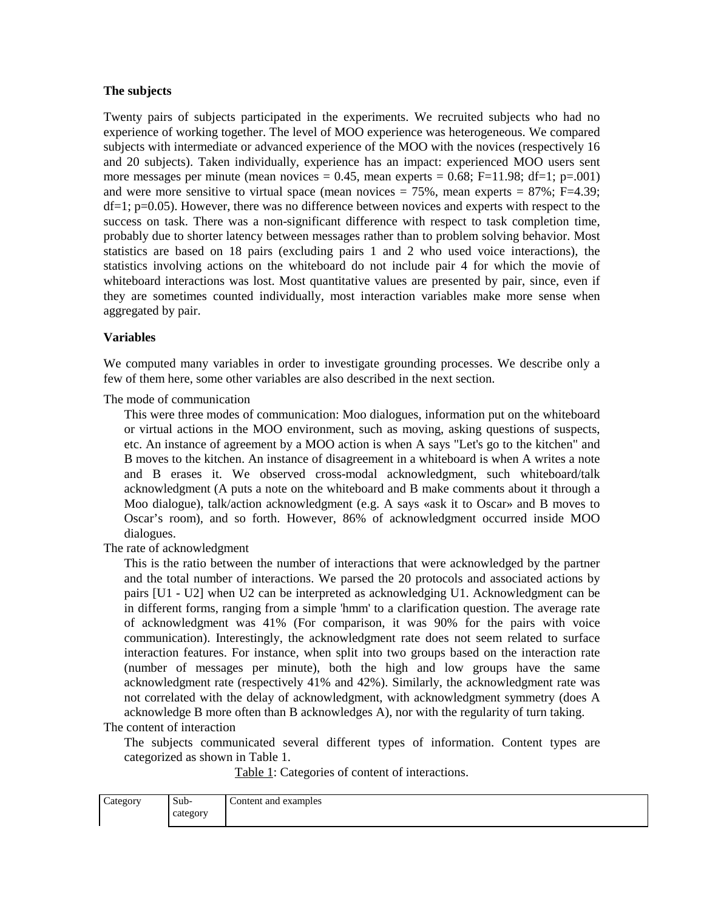**The subjects**

Twenty pairs of subjects participated in the experiments. We recruited subjects who had no experience of working together. The level of MOO experience was heterogeneous. We compared subjects with intermediate or advanced experience of the MOO with the novices (respectively 16 and 20 subjects). Taken individually, experience has an impact: experienced MOO users sent more messages per minute (mean novices = 0.45, mean experts = 0.68; $F=11.98$; $df=1$; $p=.001$) and were more sensitive to virtual space (mean novices = 75%, mean experts = 87%; $F=4.39$; $df=1$; $p=0.05$). However, there was no difference between novices and experts with respect to the success on task. There was a non-significant difference with respect to task completion time, probably due to shorter latency between messages rather than to problem solving behavior. Most statistics are based on 18 pairs (excluding pairs 1 and 2 who used voice interactions), the statistics involving actions on the whiteboard do not include pair 4 for which the movie of whiteboard interactions was lost. Most quantitative values are presented by pair, since, even if they are sometimes counted individually, most interaction variables make more sense when aggregated by pair.

**Variables**

We computed many variables in order to investigate grounding processes. We describe only a few of them here, some other variables are also described in the next section.

The mode of communication

This were three modes of communication: Moo dialogues, information put on the whiteboard or virtual actions in the MOO environment, such as moving, asking questions of suspects, etc. An instance of agreement by a MOO action is when A says "Let's go to the kitchen" and B moves to the kitchen. An instance of disagreement in a whiteboard is when A writes a note and B erases it. We observed cross-modal acknowledgment, such whiteboard/talk acknowledgment (A puts a note on the whiteboard and B make comments about it through a Moo dialogue), talk/action acknowledgment (e.g. A says «ask it to Oscar» and B moves to Oscar's room), and so forth. However, 86% of acknowledgment occurred inside MOO dialogues.

The rate of acknowledgment

This is the ratio between the number of interactions that were acknowledged by the partner and the total number of interactions. We parsed the 20 protocols and associated actions by pairs [U1 - U2] when U2 can be interpreted as acknowledging U1. Acknowledgment can be in different forms, ranging from a simple 'hmm' to a clarification question. The average rate of acknowledgment was 41% (For comparison, it was 90% for the pairs with voice communication). Interestingly, the acknowledgment rate does not seem related to surface interaction features. For instance, when split into two groups based on the interaction rate (number of messages per minute), both the high and low groups have the same acknowledgment rate (respectively 41% and 42%). Similarly, the acknowledgment rate was not correlated with the delay of acknowledgment, with acknowledgment symmetry (does A acknowledge B more often than B acknowledges A), nor with the regularity of turn taking.

The content of interaction

The subjects communicated several different types of information. Content types are categorized as shown in Table 1.

Table 1: Categories of content of interactions.

| Category | Sub-category | Content and examples |
|---|---|---|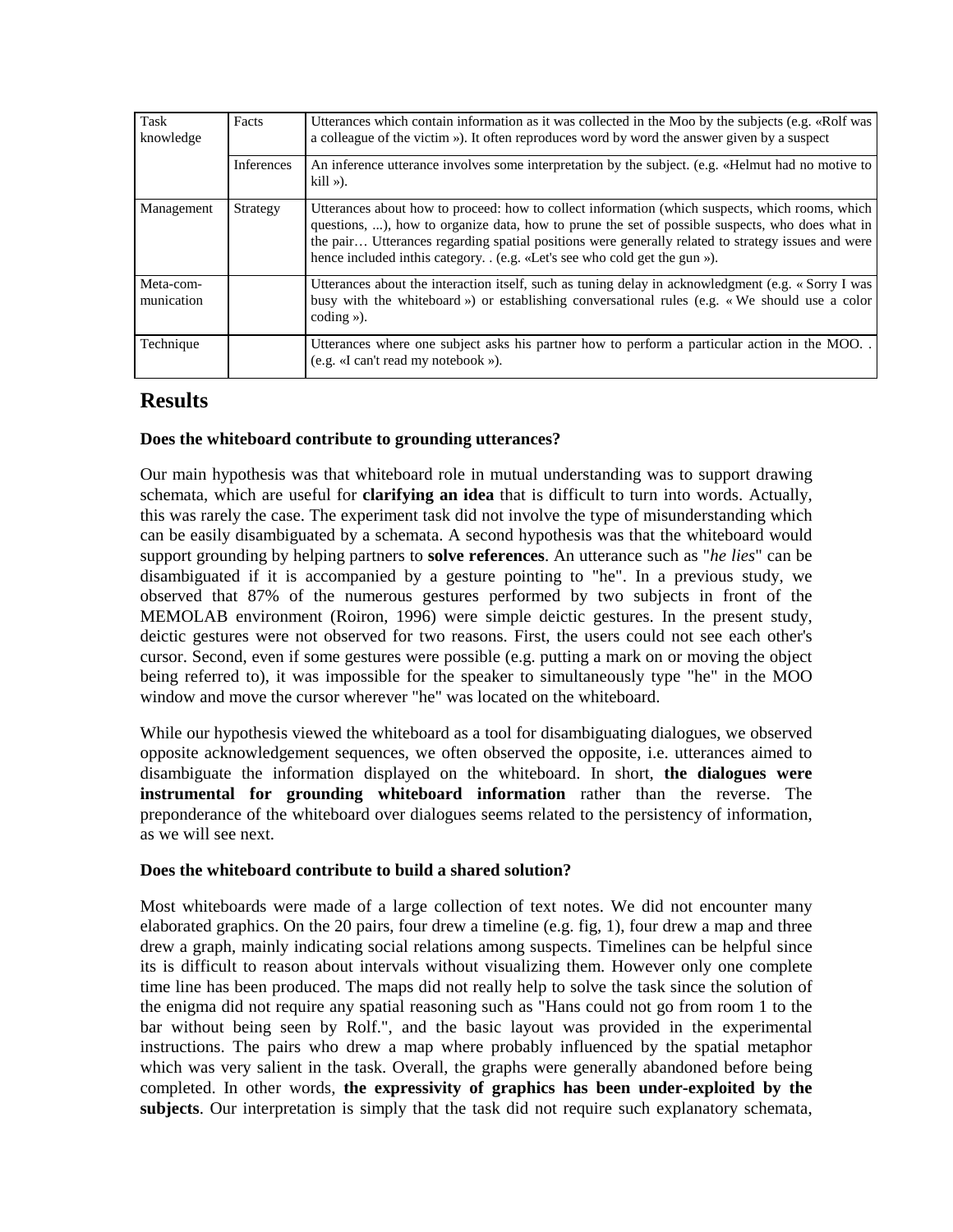| | | |
|---|---|---|
| Task knowledge | Facts | Utterances which contain information as it was collected in the Moo by the subjects (e.g. «Rolf was a colleague of the victim »). It often reproduces word by word the answer given by a suspect |
| | Inferences | An inference utterance involves some interpretation by the subject. (e.g. «Helmut had no motive to kill »). |
| Management | Strategy | Utterances about how to proceed: how to collect information (which suspects, which rooms, which questions, ...), how to organize data, how to prune the set of possible suspects, who does what in the pair… Utterances regarding spatial positions were generally related to strategy issues and were hence included inthis category. . (e.g. «Let's see who cold get the gun »). |
| Meta-com-munication | | Utterances about the interaction itself, such as tuning delay in acknowledgment (e.g. « Sorry I was busy with the whiteboard ») or establishing conversational rules (e.g. « We should use a color coding »). |
| Technique | | Utterances where one subject asks his partner how to perform a particular action in the MOO. . (e.g. «I can't read my notebook »). |

## Results

**Does the whiteboard contribute to grounding utterances?**

Our main hypothesis was that whiteboard role in mutual understanding was to support drawing schemata, which are useful for **clarifying an idea** that is difficult to turn into words. Actually, this was rarely the case. The experiment task did not involve the type of misunderstanding which can be easily disambiguated by a schemata. A second hypothesis was that the whiteboard would support grounding by helping partners to **solve references**. An utterance such as "*he lies*" can be disambiguated if it is accompanied by a gesture pointing to "he". In a previous study, we observed that 87% of the numerous gestures performed by two subjects in front of the MEMOLAB environment (Roiron, 1996) were simple deictic gestures. In the present study, deictic gestures were not observed for two reasons. First, the users could not see each other's cursor. Second, even if some gestures were possible (e.g. putting a mark on or moving the object being referred to), it was impossible for the speaker to simultaneously type "he" in the MOO window and move the cursor wherever "he" was located on the whiteboard.

While our hypothesis viewed the whiteboard as a tool for disambiguating dialogues, we observed opposite acknowledgement sequences, we often observed the opposite, i.e. utterances aimed to disambiguate the information displayed on the whiteboard. In short, **the dialogues were instrumental for grounding whiteboard information** rather than the reverse. The preponderance of the whiteboard over dialogues seems related to the persistency of information, as we will see next.

**Does the whiteboard contribute to build a shared solution?**

Most whiteboards were made of a large collection of text notes. We did not encounter many elaborated graphics. On the 20 pairs, four drew a timeline (e.g. fig, 1), four drew a map and three drew a graph, mainly indicating social relations among suspects. Timelines can be helpful since its is difficult to reason about intervals without visualizing them. However only one complete time line has been produced. The maps did not really help to solve the task since the solution of the enigma did not require any spatial reasoning such as "Hans could not go from room 1 to the bar without being seen by Rolf.", and the basic layout was provided in the experimental instructions. The pairs who drew a map where probably influenced by the spatial metaphor which was very salient in the task. Overall, the graphs were generally abandoned before being completed. In other words, **the expressivity of graphics has been under-exploited by the subjects**. Our interpretation is simply that the task did not require such explanatory schemata,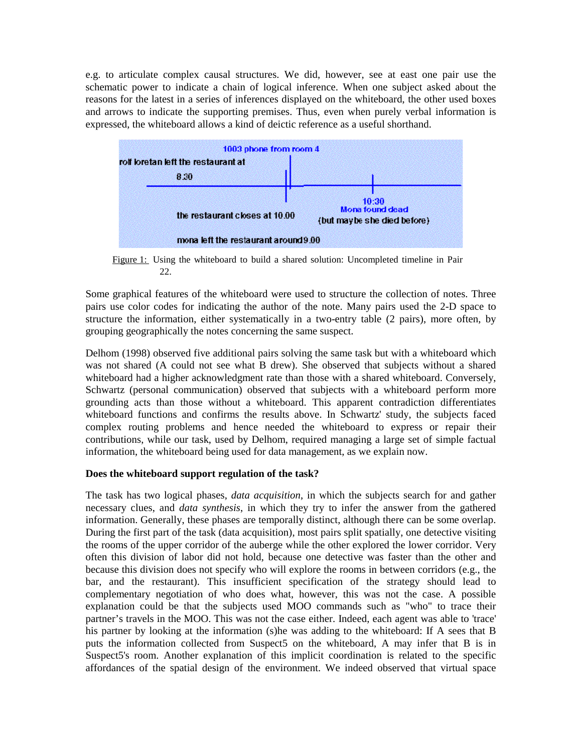e.g. to articulate complex causal structures. We did, however, see at east one pair use the schematic power to indicate a chain of logical inference. When one subject asked about the reasons for the latest in a series of inferences displayed on the whiteboard, the other used boxes and arrows to indicate the supporting premises. Thus, even when purely verbal information is expressed, the whiteboard allows a kind of deictic reference as a useful shorthand.

Figure 1: Using the whiteboard to build a shared solution: Uncompleted timeline in Pair 22.

Some graphical features of the whiteboard were used to structure the collection of notes. Three pairs use color codes for indicating the author of the note. Many pairs used the 2-D space to structure the information, either systematically in a two-entry table (2 pairs), more often, by grouping geographically the notes concerning the same suspect.

Delhom (1998) observed five additional pairs solving the same task but with a whiteboard which was not shared (A could not see what B drew). She observed that subjects without a shared whiteboard had a higher acknowledgment rate than those with a shared whiteboard. Conversely, Schwartz (personal communication) observed that subjects with a whiteboard perform more grounding acts than those without a whiteboard. This apparent contradiction differentiates whiteboard functions and confirms the results above. In Schwartz' study, the subjects faced complex routing problems and hence needed the whiteboard to express or repair their contributions, while our task, used by Delhom, required managing a large set of simple factual information, the whiteboard being used for data management, as we explain now.

**Does the whiteboard support regulation of the task?**

The task has two logical phases, *data acquisition*, in which the subjects search for and gather necessary clues, and *data synthesis*, in which they try to infer the answer from the gathered information. Generally, these phases are temporally distinct, although there can be some overlap. During the first part of the task (data acquisition), most pairs split spatially, one detective visiting the rooms of the upper corridor of the auberge while the other explored the lower corridor. Very often this division of labor did not hold, because one detective was faster than the other and because this division does not specify who will explore the rooms in between corridors (e.g., the bar, and the restaurant). This insufficient specification of the strategy should lead to complementary negotiation of who does what, however, this was not the case. A possible explanation could be that the subjects used MOO commands such as "who" to trace their partner's travels in the MOO. This was not the case either. Indeed, each agent was able to 'trace' his partner by looking at the information (s)he was adding to the whiteboard: If A sees that B puts the information collected from Suspect5 on the whiteboard, A may infer that B is in Suspect5's room. Another explanation of this implicit coordination is related to the specific affordances of the spatial design of the environment. We indeed observed that virtual space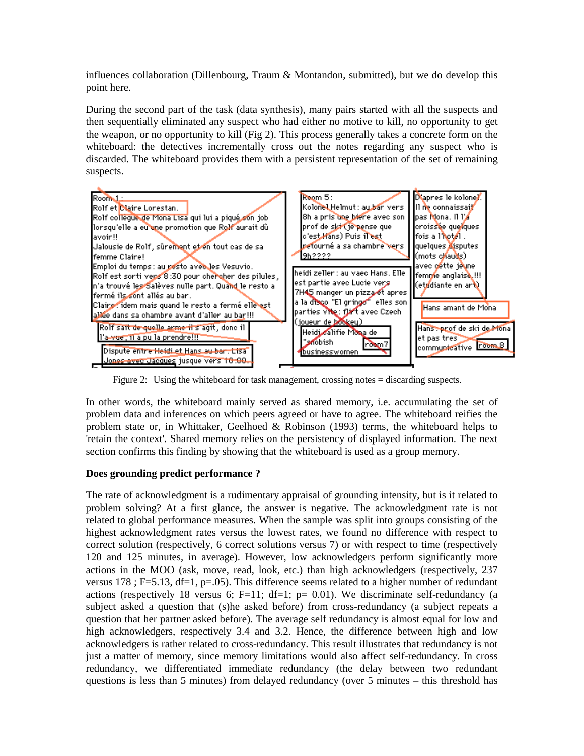influences collaboration (Dillenbourg, Traum & Montandon, submitted), but we do develop this point here.

During the second part of the task (data synthesis), many pairs started with all the suspects and then sequentially eliminated any suspect who had either no motive to kill, no opportunity to get the weapon, or no opportunity to kill (Fig 2). This process generally takes a concrete form on the whiteboard: the detectives incrementally cross out the notes regarding any suspect who is discarded. The whiteboard provides them with a persistent representation of the set of remaining suspects.

Room 1 :
Rolf et Claire Lorestan.
Rolf collègue de Mona Lisa qui lui a piqué son job lorsqu'elle a eu une promotion que Rolf aurait dû avoir!!
Jalousie de Rolf, sûrement et en tout cas de sa femme Claire!
Emploi du temps : au resto avec les Vesuvio.
Rolf est sorti vers 8:30 pour chercher des pilules, n'a trouvé les Salèves nulle part. Quand le resto a fermé ils sont allés au bar.
Claire : idem mais quand le resto a fermé elle est allée dans sa chambre avant d'aller au bar!!!

Rolf sait de quelle arme il s'agit, donc il l'a vue, il a pu la prendre!!!

Dispute entre Heidi et Hans au bar. Lisa Jones avec Jacques jusque vers 10:00.

Room 5 :
Kolonel Helmut : au bar vers 8h a pris une bière avec son prof de ski (je pense que c'est Hans) Puis il est retourné a sa chambre vers 9h????

heidi zeller : au vaec Hans. Elle est partie avec Lucie vers 7H45 manger un pizza et apres a la disco "El gringo" elles son parties vite : flirt avec Czech (joueur de hockey)

Heidi qalifie Mona de "snobish businesswomen
room7

D'apres le kolonel. Il ne connaissait pas Mona. Il l'a croissée quelques fois a l'hotel . quelques disputes (mots chauds) avec cette jeune femme anglaise.!!! (etudiante en art)

Hans amant de Mona

Hans : prof de ski de Mona et pas tres communicative
room 8

Figure 2: Using the whiteboard for task management, crossing notes = discarding suspects.

In other words, the whiteboard mainly served as shared memory, i.e. accumulating the set of problem data and inferences on which peers agreed or have to agree. The whiteboard reifies the problem state or, in Whittaker, Geelhoed & Robinson (1993) terms, the whiteboard helps to 'retain the context'. Shared memory relies on the persistency of displayed information. The next section confirms this finding by showing that the whiteboard is used as a group memory.

**Does grounding predict performance ?**

The rate of acknowledgment is a rudimentary appraisal of grounding intensity, but is it related to problem solving? At a first glance, the answer is negative. The acknowledgment rate is not related to global performance measures. When the sample was split into groups consisting of the highest acknowledgment rates versus the lowest rates, we found no difference with respect to correct solution (respectively, 6 correct solutions versus 7) or with respect to time (respectively 120 and 125 minutes, in average). However, low acknowledgers perform significantly more actions in the MOO (ask, move, read, look, etc.) than high acknowledgers (respectively, 237 versus 178 ; $F=5.13$, $df=1$, $p=.05$). This difference seems related to a higher number of redundant actions (respectively 18 versus 6; $F=11$; $df=1$; $p= 0.01$). We discriminate self-redundancy (a subject asked a question that (s)he asked before) from cross-redundancy (a subject repeats a question that her partner asked before). The average self redundancy is almost equal for low and high acknowledgers, respectively 3.4 and 3.2. Hence, the difference between high and low acknowledgers is rather related to cross-redundancy. This result illustrates that redundancy is not just a matter of memory, since memory limitations would also affect self-redundancy. In cross redundancy, we differentiated immediate redundancy (the delay between two redundant questions is less than 5 minutes) from delayed redundancy (over 5 minutes – this threshold has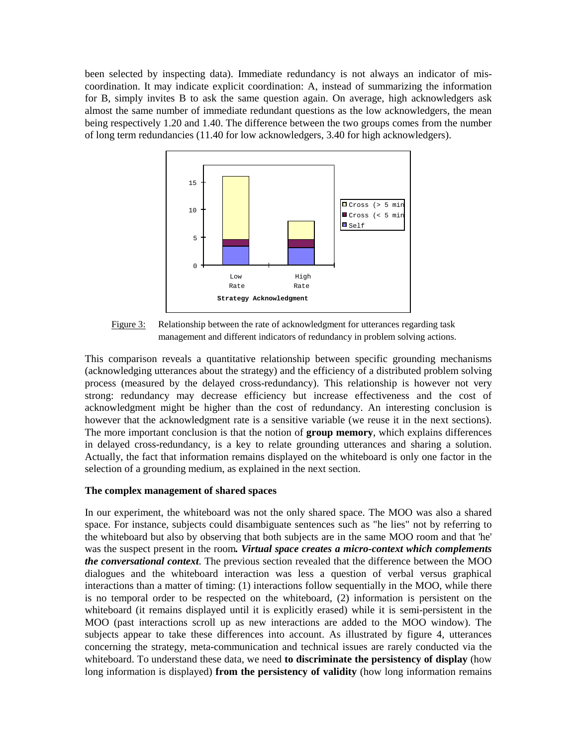been selected by inspecting data). Immediate redundancy is not always an indicator of mis-coordination. It may indicate explicit coordination: A, instead of summarizing the information for B, simply invites B to ask the same question again. On average, high acknowledgers ask almost the same number of immediate redundant questions as the low acknowledgers, the mean being respectively 1.20 and 1.40. The difference between the two groups comes from the number of long term redundancies (11.40 for low acknowledgers, 3.40 for high acknowledgers).

Figure 3: Relationship between the rate of acknowledgment for utterances regarding task management and different indicators of redundancy in problem solving actions.

This comparison reveals a quantitative relationship between specific grounding mechanisms (acknowledging utterances about the strategy) and the efficiency of a distributed problem solving process (measured by the delayed cross-redundancy). This relationship is however not very strong: redundancy may decrease efficiency but increase effectiveness and the cost of acknowledgment might be higher than the cost of redundancy. An interesting conclusion is however that the acknowledgment rate is a sensitive variable (we reuse it in the next sections). The more important conclusion is that the notion of **group memory**, which explains differences in delayed cross-redundancy, is a key to relate grounding utterances and sharing a solution. Actually, the fact that information remains displayed on the whiteboard is only one factor in the selection of a grounding medium, as explained in the next section.

**The complex management of shared spaces**

In our experiment, the whiteboard was not the only shared space. The MOO was also a shared space. For instance, subjects could disambiguate sentences such as "he lies" not by referring to the whiteboard but also by observing that both subjects are in the same MOO room and that 'he' was the suspect present in the room***. Virtual space creates a micro-context which complements the conversational context***. The previous section revealed that the difference between the MOO dialogues and the whiteboard interaction was less a question of verbal versus graphical interactions than a matter of timing: (1) interactions follow sequentially in the MOO, while there is no temporal order to be respected on the whiteboard, (2) information is persistent on the whiteboard (it remains displayed until it is explicitly erased) while it is semi-persistent in the MOO (past interactions scroll up as new interactions are added to the MOO window). The subjects appear to take these differences into account. As illustrated by figure 4, utterances concerning the strategy, meta-communication and technical issues are rarely conducted via the whiteboard. To understand these data, we need **to discriminate the persistency of display** (how long information is displayed) **from the persistency of validity** (how long information remains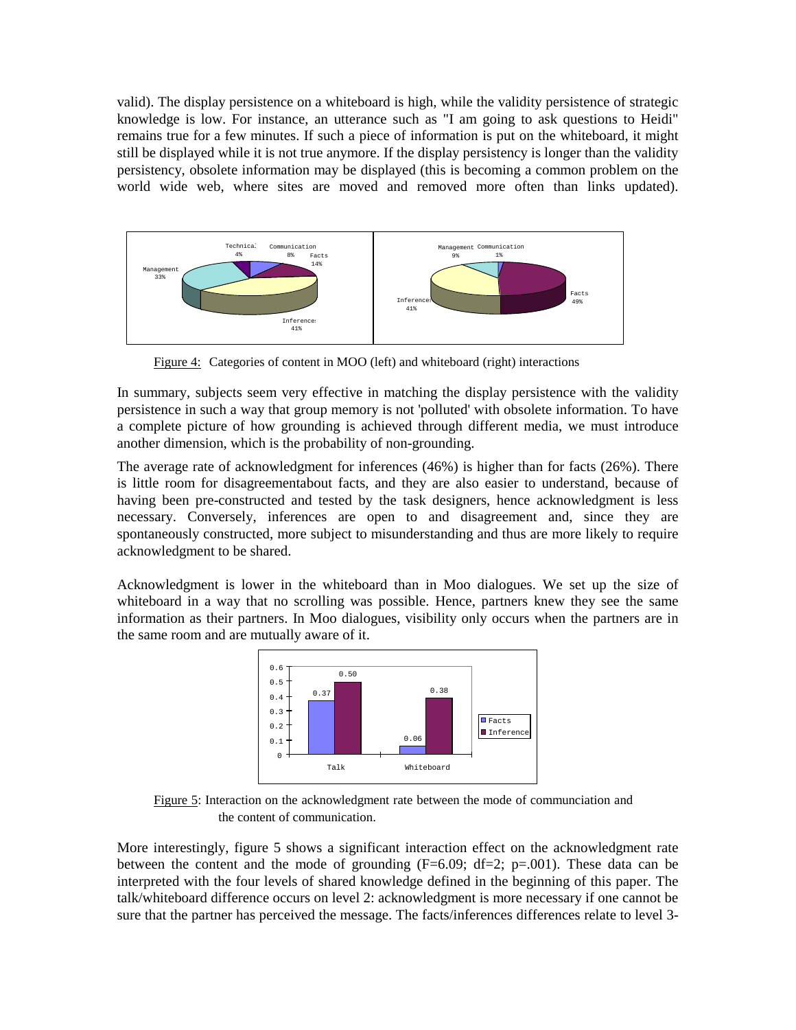valid). The display persistence on a whiteboard is high, while the validity persistence of strategic knowledge is low. For instance, an utterance such as "I am going to ask questions to Heidi" remains true for a few minutes. If such a piece of information is put on the whiteboard, it might still be displayed while it is not true anymore. If the display persistency is longer than the validity persistency, obsolete information may be displayed (this is becoming a common problem on the world wide web, where sites are moved and removed more often than links updated).

Figure 4: Categories of content in MOO (left) and whiteboard (right) interactions

In summary, subjects seem very effective in matching the display persistence with the validity persistence in such a way that group memory is not 'polluted' with obsolete information. To have a complete picture of how grounding is achieved through different media, we must introduce another dimension, which is the probability of non-grounding.

The average rate of acknowledgment for inferences (46%) is higher than for facts (26%). There is little room for disagreementabout facts, and they are also easier to understand, because of having been pre-constructed and tested by the task designers, hence acknowledgment is less necessary. Conversely, inferences are open to and disagreement and, since they are spontaneously constructed, more subject to misunderstanding and thus are more likely to require acknowledgment to be shared.

Acknowledgment is lower in the whiteboard than in Moo dialogues. We set up the size of whiteboard in a way that no scrolling was possible. Hence, partners knew they see the same information as their partners. In Moo dialogues, visibility only occurs when the partners are in the same room and are mutually aware of it.

Figure 5: Interaction on the acknowledgment rate between the mode of communciation and the content of communication.

More interestingly, figure 5 shows a significant interaction effect on the acknowledgment rate between the content and the mode of grounding ($F=6.09$; $df=2$; $p=.001$). These data can be interpreted with the four levels of shared knowledge defined in the beginning of this paper. The talk/whiteboard difference occurs on level 2: acknowledgment is more necessary if one cannot be sure that the partner has perceived the message. The facts/inferences differences relate to level 3-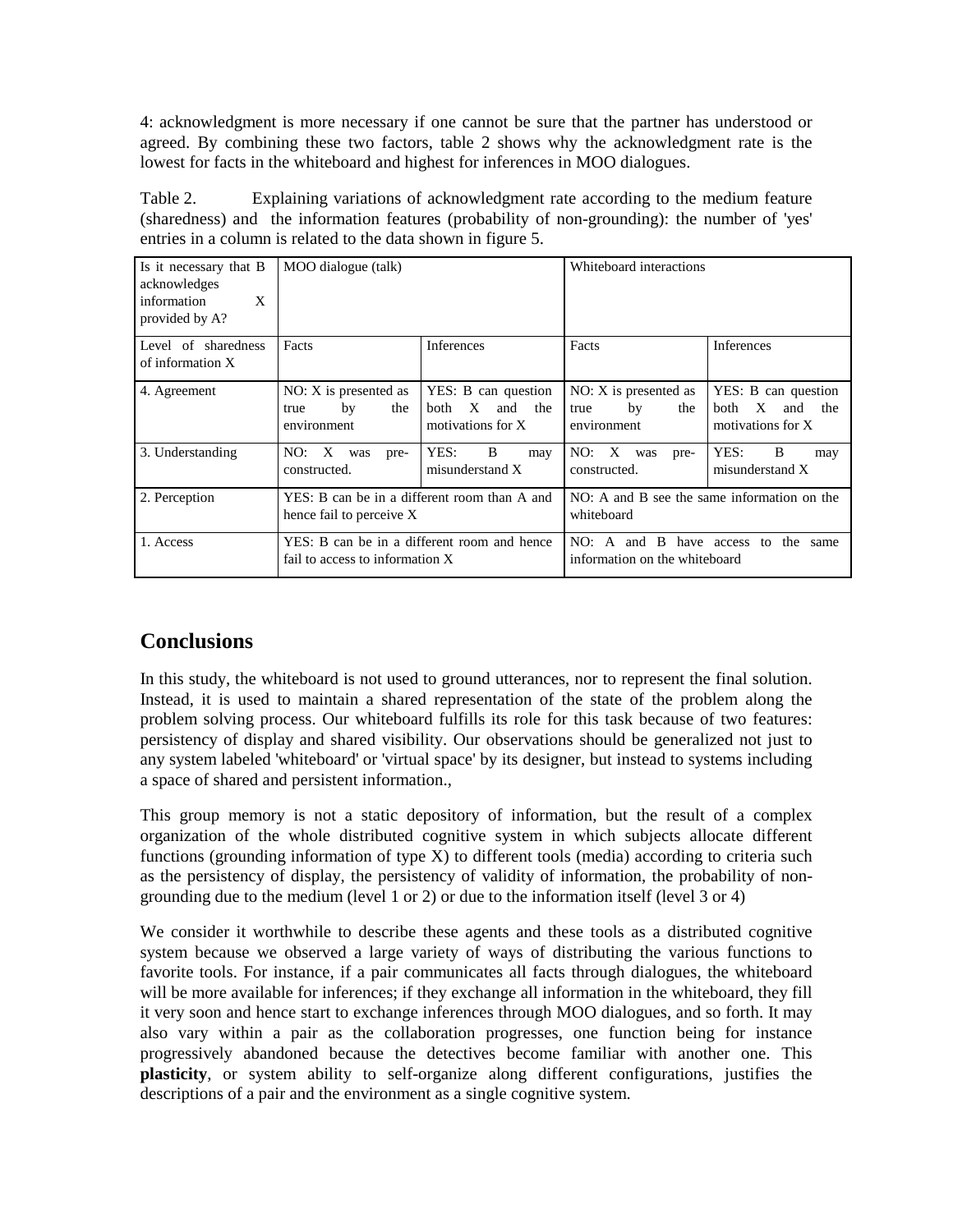4: acknowledgment is more necessary if one cannot be sure that the partner has understood or agreed. By combining these two factors, table 2 shows why the acknowledgment rate is the lowest for facts in the whiteboard and highest for inferences in MOO dialogues.

Table 2. Explaining variations of acknowledgment rate according to the medium feature (sharedness) and the information features (probability of non-grounding): the number of 'yes' entries in a column is related to the data shown in figure 5.

| Is it necessary that B acknowledges information X provided by A? | MOO dialogue (talk) | | Whiteboard interactions | |
|---|---|---|---|---|
| Level of sharedness of information X | Facts | Inferences | Facts | Inferences |
| 4. Agreement | NO: X is presented as true by the environment | YES: B can question both X and the motivations for X | NO: X is presented as true by the environment | YES: B can question both X and the motivations for X |
| 3. Understanding | NO: X was pre-constructed. | YES: B may misunderstand X | NO: X was pre-constructed. | YES: B may misunderstand X |
| 2. Perception | YES: B can be in a different room than A and hence fail to perceive X | | NO: A and B see the same information on the whiteboard | |
| 1. Access | YES: B can be in a different room and hence fail to access to information X | | NO: A and B have access to the same information on the whiteboard | |

## Conclusions

In this study, the whiteboard is not used to ground utterances, nor to represent the final solution. Instead, it is used to maintain a shared representation of the state of the problem along the problem solving process. Our whiteboard fulfills its role for this task because of two features: persistency of display and shared visibility. Our observations should be generalized not just to any system labeled 'whiteboard' or 'virtual space' by its designer, but instead to systems including a space of shared and persistent information.,

This group memory is not a static depository of information, but the result of a complex organization of the whole distributed cognitive system in which subjects allocate different functions (grounding information of type X) to different tools (media) according to criteria such as the persistency of display, the persistency of validity of information, the probability of non-grounding due to the medium (level 1 or 2) or due to the information itself (level 3 or 4)

We consider it worthwhile to describe these agents and these tools as a distributed cognitive system because we observed a large variety of ways of distributing the various functions to favorite tools. For instance, if a pair communicates all facts through dialogues, the whiteboard will be more available for inferences; if they exchange all information in the whiteboard, they fill it very soon and hence start to exchange inferences through MOO dialogues, and so forth. It may also vary within a pair as the collaboration progresses, one function being for instance progressively abandoned because the detectives become familiar with another one. This **plasticity**, or system ability to self-organize along different configurations, justifies the descriptions of a pair and the environment as a single cognitive system.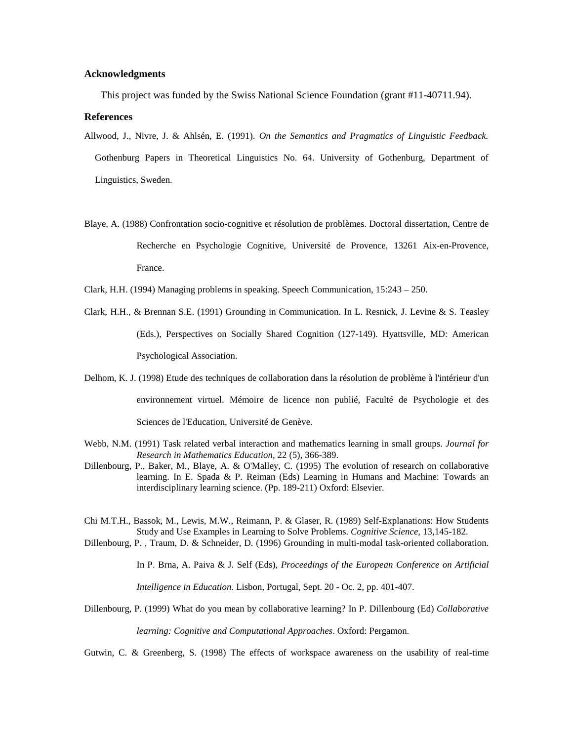## Acknowledgments

This project was funded by the Swiss National Science Foundation (grant #11-40711.94).

## References

Allwood, J., Nivre, J. & Ahlsén, E. (1991). *On the Semantics and Pragmatics of Linguistic Feedback.* Gothenburg Papers in Theoretical Linguistics No. 64. University of Gothenburg, Department of Linguistics, Sweden.

Blaye, A. (1988) Confrontation socio-cognitive et résolution de problèmes. Doctoral dissertation, Centre de Recherche en Psychologie Cognitive, Université de Provence, 13261 Aix-en-Provence, France.

Clark, H.H. (1994) Managing problems in speaking. Speech Communication, 15:243 – 250.

Clark, H.H., & Brennan S.E. (1991) Grounding in Communication. In L. Resnick, J. Levine & S. Teasley (Eds.), Perspectives on Socially Shared Cognition (127-149). Hyattsville, MD: American Psychological Association.

Delhom, K. J. (1998) Etude des techniques de collaboration dans la résolution de problème à l'intérieur d'un environnement virtuel. Mémoire de licence non publié, Faculté de Psychologie et des Sciences de l'Education, Université de Genève.

Webb, N.M. (1991) Task related verbal interaction and mathematics learning in small groups. *Journal for Research in Mathematics Education*, 22 (5), 366-389.

Dillenbourg, P., Baker, M., Blaye, A. & O'Malley, C. (1995) The evolution of research on collaborative learning. In E. Spada & P. Reiman (Eds) Learning in Humans and Machine: Towards an interdisciplinary learning science. (Pp. 189-211) Oxford: Elsevier.

Chi M.T.H., Bassok, M., Lewis, M.W., Reimann, P. & Glaser, R. (1989) Self-Explanations: How Students Study and Use Examples in Learning to Solve Problems. *Cognitive Science*, 13,145-182.

Dillenbourg, P. , Traum, D. & Schneider, D. (1996) Grounding in multi-modal task-oriented collaboration. In P. Brna, A. Paiva & J. Self (Eds), *Proceedings of the European Conference on Artificial Intelligence in Education*. Lisbon, Portugal, Sept. 20 - Oc. 2, pp. 401-407.

Dillenbourg, P. (1999) What do you mean by collaborative learning? In P. Dillenbourg (Ed) *Collaborative learning: Cognitive and Computational Approaches*. Oxford: Pergamon.

Gutwin, C. & Greenberg, S. (1998) The effects of workspace awareness on the usability of real-time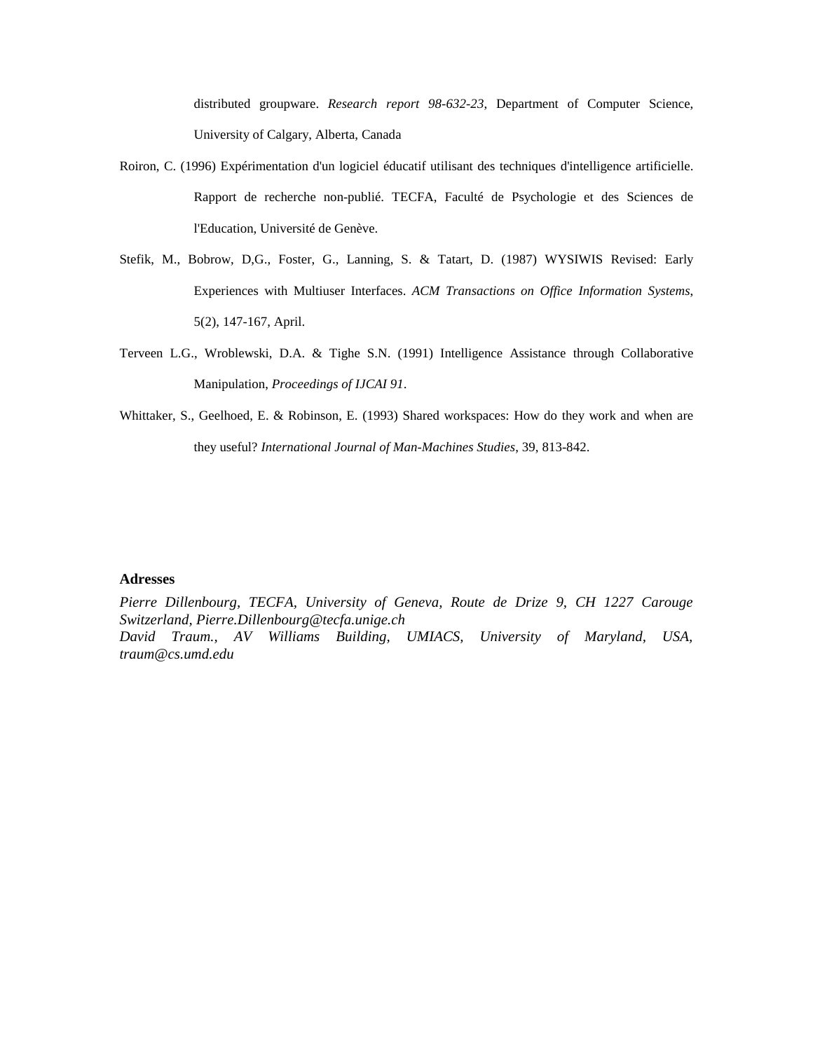distributed groupware. *Research report 98-632-23*, Department of Computer Science, University of Calgary, Alberta, Canada

Roiron, C. (1996) Expérimentation d'un logiciel éducatif utilisant des techniques d'intelligence artificielle. Rapport de recherche non-publié. TECFA, Faculté de Psychologie et des Sciences de l'Education, Université de Genève.

Stefik, M., Bobrow, D,G., Foster, G., Lanning, S. & Tatart, D. (1987) WYSIWIS Revised: Early Experiences with Multiuser Interfaces. *ACM Transactions on Office Information Systems*, 5(2), 147-167, April.

Terveen L.G., Wroblewski, D.A. & Tighe S.N. (1991) Intelligence Assistance through Collaborative Manipulation, *Proceedings of IJCAI 91*.

Whittaker, S., Geelhoed, E. & Robinson, E. (1993) Shared workspaces: How do they work and when are they useful? *International Journal of Man-Machines Studies*, 39, 813-842.

## Adresses

*Pierre Dillenbourg, TECFA, University of Geneva, Route de Drize 9, CH 1227 Carouge Switzerland, Pierre.Dillenbourg@tecfa.unige.ch*
*David Traum., AV Williams Building, UMIACS, University of Maryland, USA, traum@cs.umd.edu*